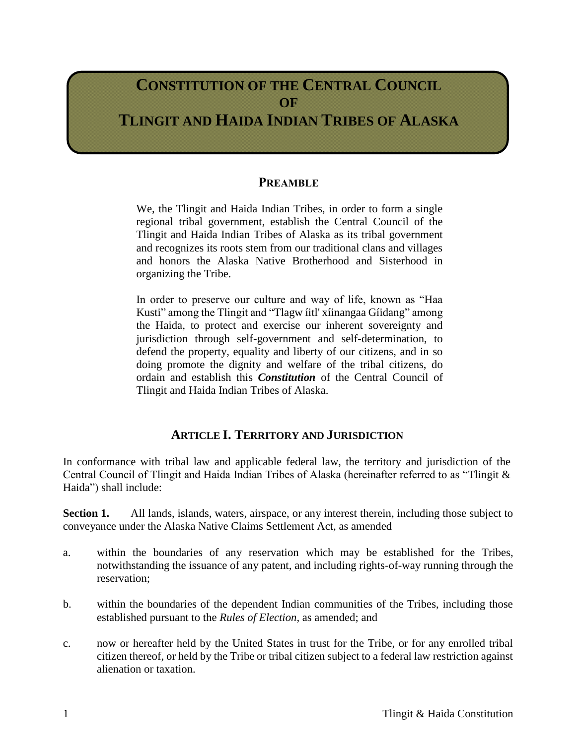# CONSTITUTION OF THE CENTRAL COUNCIL OF TLINGIT AND HAIDA INDIAN TRIBES OF ALASKA

## PREAMBLE

We, the Tlingit and Haida Indian Tribes, in order to form a single regional tribal government, establish the Central Council of the Tlingit and Haida Indian Tribes of Alaska as its tribal government and recognizes its roots stem from our traditional clans and villages and honors the Alaska Native Brotherhood and Sisterhood in organizing the Tribe.

In order to preserve our culture and way of life, known as "Haa Kusti" among the Tlingit and "Tlagw íitl' xíinangaa Gíidang" among the Haida, to protect and exercise our inherent sovereignty and jurisdiction through self-government and self-determination, to defend the property, equality and liberty of our citizens, and in so doing promote the dignity and welfare of the tribal citizens, do ordain and establish this ***Constitution*** of the Central Council of Tlingit and Haida Indian Tribes of Alaska.

## ARTICLE I. TERRITORY AND JURISDICTION

In conformance with tribal law and applicable federal law, the territory and jurisdiction of the Central Council of Tlingit and Haida Indian Tribes of Alaska (hereinafter referred to as "Tlingit & Haida") shall include:

**Section 1.** All lands, islands, waters, airspace, or any interest therein, including those subject to conveyance under the Alaska Native Claims Settlement Act, as amended –

a. within the boundaries of any reservation which may be established for the Tribes, notwithstanding the issuance of any patent, and including rights-of-way running through the reservation;

b. within the boundaries of the dependent Indian communities of the Tribes, including those established pursuant to the *Rules of Election*, as amended; and

c. now or hereafter held by the United States in trust for the Tribe, or for any enrolled tribal citizen thereof, or held by the Tribe or tribal citizen subject to a federal law restriction against alienation or taxation.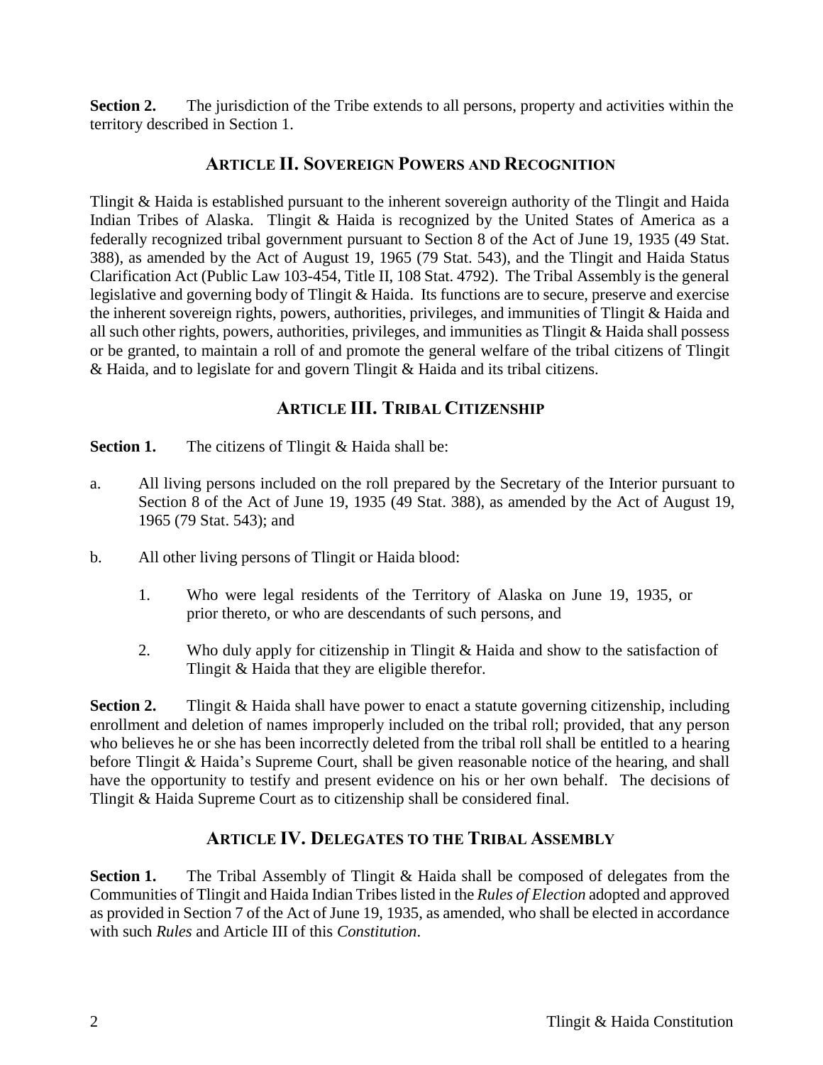**Section 2.** The jurisdiction of the Tribe extends to all persons, property and activities within the territory described in Section 1.

## ARTICLE II. SOVEREIGN POWERS AND RECOGNITION

Tlingit & Haida is established pursuant to the inherent sovereign authority of the Tlingit and Haida Indian Tribes of Alaska. Tlingit & Haida is recognized by the United States of America as a federally recognized tribal government pursuant to Section 8 of the Act of June 19, 1935 (49 Stat. 388), as amended by the Act of August 19, 1965 (79 Stat. 543), and the Tlingit and Haida Status Clarification Act (Public Law 103-454, Title II, 108 Stat. 4792). The Tribal Assembly is the general legislative and governing body of Tlingit & Haida. Its functions are to secure, preserve and exercise the inherent sovereign rights, powers, authorities, privileges, and immunities of Tlingit & Haida and all such other rights, powers, authorities, privileges, and immunities as Tlingit & Haida shall possess or be granted, to maintain a roll of and promote the general welfare of the tribal citizens of Tlingit & Haida, and to legislate for and govern Tlingit & Haida and its tribal citizens.

## ARTICLE III. TRIBAL CITIZENSHIP

**Section 1.** The citizens of Tlingit & Haida shall be:

a. All living persons included on the roll prepared by the Secretary of the Interior pursuant to Section 8 of the Act of June 19, 1935 (49 Stat. 388), as amended by the Act of August 19, 1965 (79 Stat. 543); and

b. All other living persons of Tlingit or Haida blood:

   1. Who were legal residents of the Territory of Alaska on June 19, 1935, or prior thereto, or who are descendants of such persons, and

   2. Who duly apply for citizenship in Tlingit & Haida and show to the satisfaction of Tlingit & Haida that they are eligible therefor.

**Section 2.** Tlingit & Haida shall have power to enact a statute governing citizenship, including enrollment and deletion of names improperly included on the tribal roll; provided, that any person who believes he or she has been incorrectly deleted from the tribal roll shall be entitled to a hearing before Tlingit & Haida's Supreme Court, shall be given reasonable notice of the hearing, and shall have the opportunity to testify and present evidence on his or her own behalf. The decisions of Tlingit & Haida Supreme Court as to citizenship shall be considered final.

## ARTICLE IV. DELEGATES TO THE TRIBAL ASSEMBLY

**Section 1.** The Tribal Assembly of Tlingit & Haida shall be composed of delegates from the Communities of Tlingit and Haida Indian Tribes listed in the *Rules of Election* adopted and approved as provided in Section 7 of the Act of June 19, 1935, as amended, who shall be elected in accordance with such *Rules* and Article III of this *Constitution*.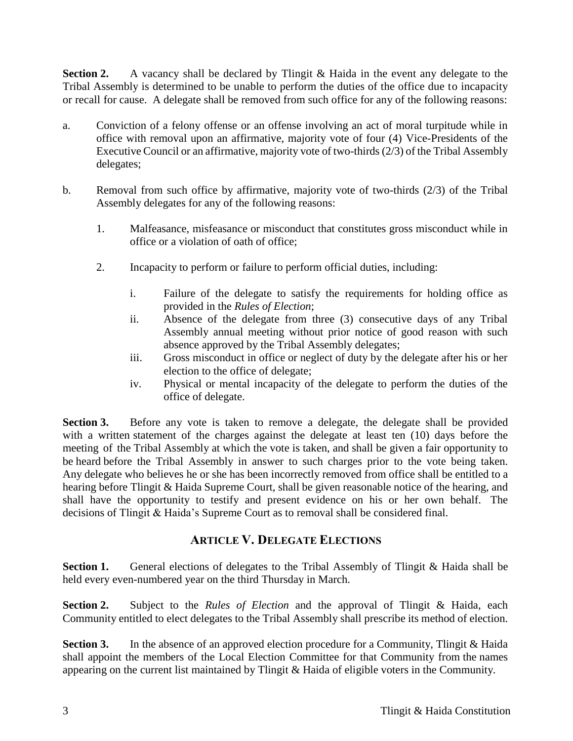**Section 2.** A vacancy shall be declared by Tlingit & Haida in the event any delegate to the Tribal Assembly is determined to be unable to perform the duties of the office due to incapacity or recall for cause. A delegate shall be removed from such office for any of the following reasons:

a. Conviction of a felony offense or an offense involving an act of moral turpitude while in office with removal upon an affirmative, majority vote of four (4) Vice-Presidents of the Executive Council or an affirmative, majority vote of two-thirds (2/3) of the Tribal Assembly delegates;

b. Removal from such office by affirmative, majority vote of two-thirds (2/3) of the Tribal Assembly delegates for any of the following reasons:

   1. Malfeasance, misfeasance or misconduct that constitutes gross misconduct while in office or a violation of oath of office;

   2. Incapacity to perform or failure to perform official duties, including:

      i. Failure of the delegate to satisfy the requirements for holding office as provided in the *Rules of Election*;
      ii. Absence of the delegate from three (3) consecutive days of any Tribal Assembly annual meeting without prior notice of good reason with such absence approved by the Tribal Assembly delegates;
      iii. Gross misconduct in office or neglect of duty by the delegate after his or her election to the office of delegate;
      iv. Physical or mental incapacity of the delegate to perform the duties of the office of delegate.

**Section 3.** Before any vote is taken to remove a delegate, the delegate shall be provided with a written statement of the charges against the delegate at least ten (10) days before the meeting of the Tribal Assembly at which the vote is taken, and shall be given a fair opportunity to be heard before the Tribal Assembly in answer to such charges prior to the vote being taken. Any delegate who believes he or she has been incorrectly removed from office shall be entitled to a hearing before Tlingit & Haida Supreme Court, shall be given reasonable notice of the hearing, and shall have the opportunity to testify and present evidence on his or her own behalf. The decisions of Tlingit & Haida's Supreme Court as to removal shall be considered final.

## ARTICLE V. DELEGATE ELECTIONS

**Section 1.** General elections of delegates to the Tribal Assembly of Tlingit & Haida shall be held every even-numbered year on the third Thursday in March.

**Section 2.** Subject to the *Rules of Election* and the approval of Tlingit & Haida, each Community entitled to elect delegates to the Tribal Assembly shall prescribe its method of election.

**Section 3.** In the absence of an approved election procedure for a Community, Tlingit & Haida shall appoint the members of the Local Election Committee for that Community from the names appearing on the current list maintained by Tlingit & Haida of eligible voters in the Community.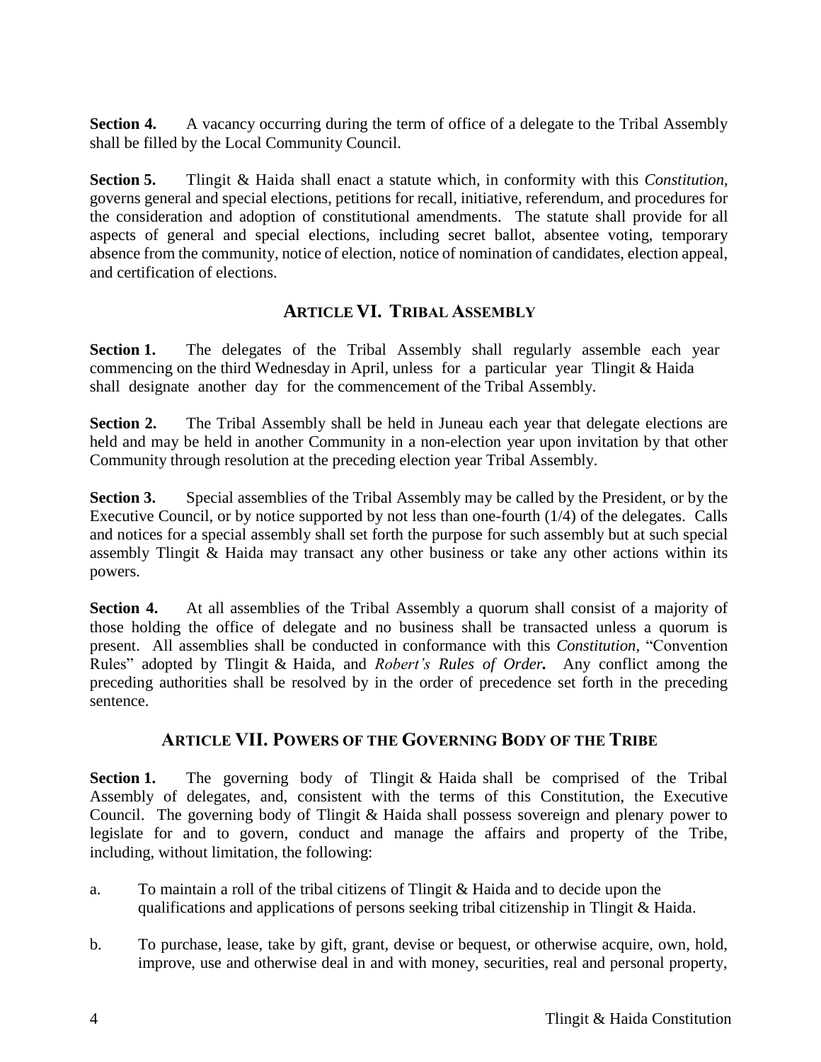**Section 4.** A vacancy occurring during the term of office of a delegate to the Tribal Assembly shall be filled by the Local Community Council.

**Section 5.** Tlingit & Haida shall enact a statute which, in conformity with this *Constitution*, governs general and special elections, petitions for recall, initiative, referendum, and procedures for the consideration and adoption of constitutional amendments. The statute shall provide for all aspects of general and special elections, including secret ballot, absentee voting, temporary absence from the community, notice of election, notice of nomination of candidates, election appeal, and certification of elections.

## ARTICLE VI. TRIBAL ASSEMBLY

**Section 1.** The delegates of the Tribal Assembly shall regularly assemble each year commencing on the third Wednesday in April, unless for a particular year Tlingit & Haida shall designate another day for the commencement of the Tribal Assembly.

**Section 2.** The Tribal Assembly shall be held in Juneau each year that delegate elections are held and may be held in another Community in a non-election year upon invitation by that other Community through resolution at the preceding election year Tribal Assembly.

**Section 3.** Special assemblies of the Tribal Assembly may be called by the President, or by the Executive Council, or by notice supported by not less than one-fourth (1/4) of the delegates. Calls and notices for a special assembly shall set forth the purpose for such assembly but at such special assembly Tlingit & Haida may transact any other business or take any other actions within its powers.

**Section 4.** At all assemblies of the Tribal Assembly a quorum shall consist of a majority of those holding the office of delegate and no business shall be transacted unless a quorum is present. All assemblies shall be conducted in conformance with this *Constitution*, "Convention Rules" adopted by Tlingit & Haida, and ***Robert's Rules of Order*.** Any conflict among the preceding authorities shall be resolved by in the order of precedence set forth in the preceding sentence.

## ARTICLE VII. POWERS OF THE GOVERNING BODY OF THE TRIBE

**Section 1.** The governing body of Tlingit & Haida shall be comprised of the Tribal Assembly of delegates, and, consistent with the terms of this Constitution, the Executive Council. The governing body of Tlingit & Haida shall possess sovereign and plenary power to legislate for and to govern, conduct and manage the affairs and property of the Tribe, including, without limitation, the following:

a. To maintain a roll of the tribal citizens of Tlingit & Haida and to decide upon the qualifications and applications of persons seeking tribal citizenship in Tlingit & Haida.

b. To purchase, lease, take by gift, grant, devise or bequest, or otherwise acquire, own, hold, improve, use and otherwise deal in and with money, securities, real and personal property,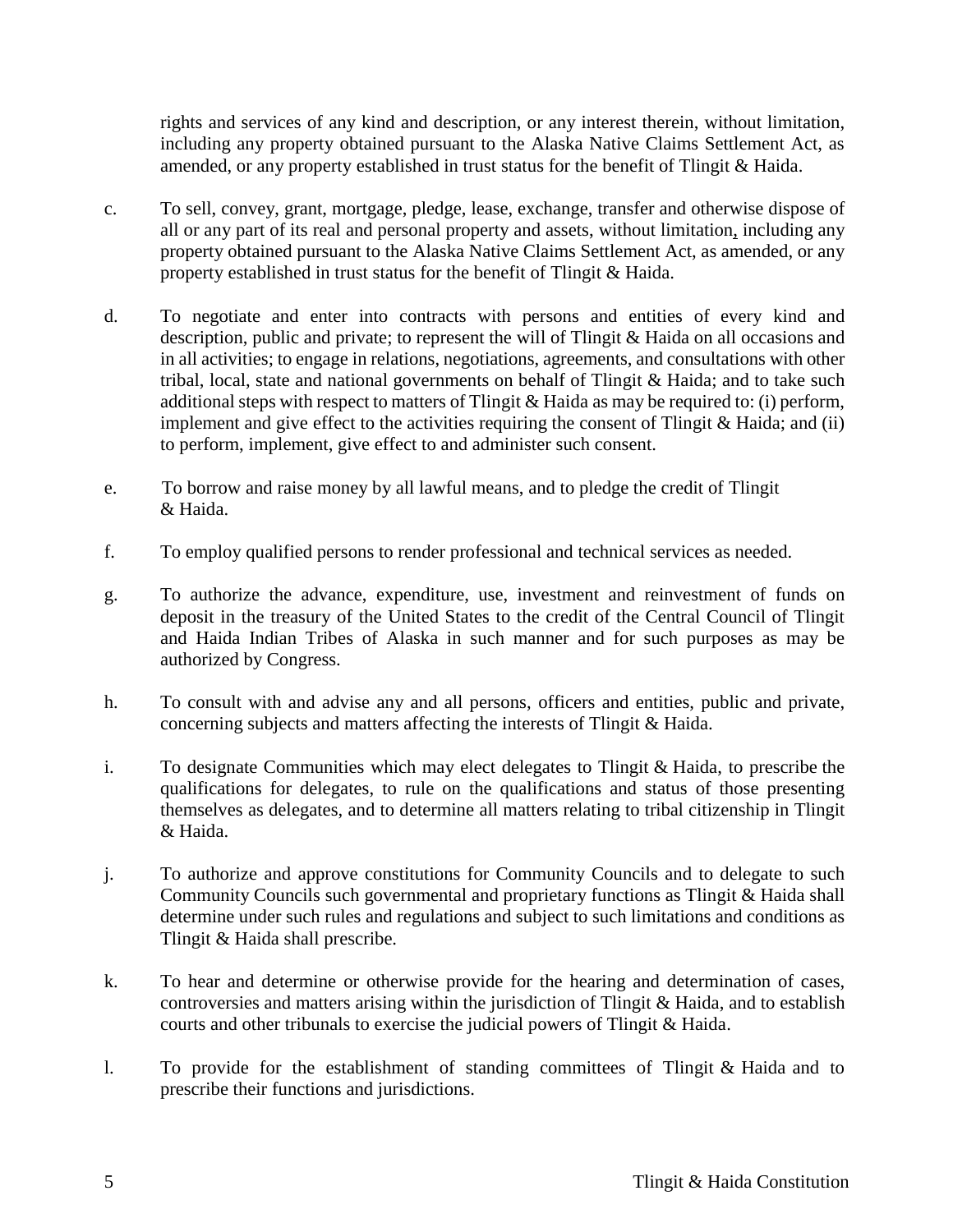rights and services of any kind and description, or any interest therein, without limitation, including any property obtained pursuant to the Alaska Native Claims Settlement Act, as amended, or any property established in trust status for the benefit of Tlingit & Haida.

c. To sell, convey, grant, mortgage, pledge, lease, exchange, transfer and otherwise dispose of all or any part of its real and personal property and assets, without limitation, including any property obtained pursuant to the Alaska Native Claims Settlement Act, as amended, or any property established in trust status for the benefit of Tlingit & Haida.

d. To negotiate and enter into contracts with persons and entities of every kind and description, public and private; to represent the will of Tlingit & Haida on all occasions and in all activities; to engage in relations, negotiations, agreements, and consultations with other tribal, local, state and national governments on behalf of Tlingit & Haida; and to take such additional steps with respect to matters of Tlingit & Haida as may be required to: (i) perform, implement and give effect to the activities requiring the consent of Tlingit & Haida; and (ii) to perform, implement, give effect to and administer such consent.

e. To borrow and raise money by all lawful means, and to pledge the credit of Tlingit & Haida.

f. To employ qualified persons to render professional and technical services as needed.

g. To authorize the advance, expenditure, use, investment and reinvestment of funds on deposit in the treasury of the United States to the credit of the Central Council of Tlingit and Haida Indian Tribes of Alaska in such manner and for such purposes as may be authorized by Congress.

h. To consult with and advise any and all persons, officers and entities, public and private, concerning subjects and matters affecting the interests of Tlingit & Haida.

i. To designate Communities which may elect delegates to Tlingit & Haida, to prescribe the qualifications for delegates, to rule on the qualifications and status of those presenting themselves as delegates, and to determine all matters relating to tribal citizenship in Tlingit & Haida.

j. To authorize and approve constitutions for Community Councils and to delegate to such Community Councils such governmental and proprietary functions as Tlingit & Haida shall determine under such rules and regulations and subject to such limitations and conditions as Tlingit & Haida shall prescribe.

k. To hear and determine or otherwise provide for the hearing and determination of cases, controversies and matters arising within the jurisdiction of Tlingit & Haida, and to establish courts and other tribunals to exercise the judicial powers of Tlingit & Haida.

l. To provide for the establishment of standing committees of Tlingit & Haida and to prescribe their functions and jurisdictions.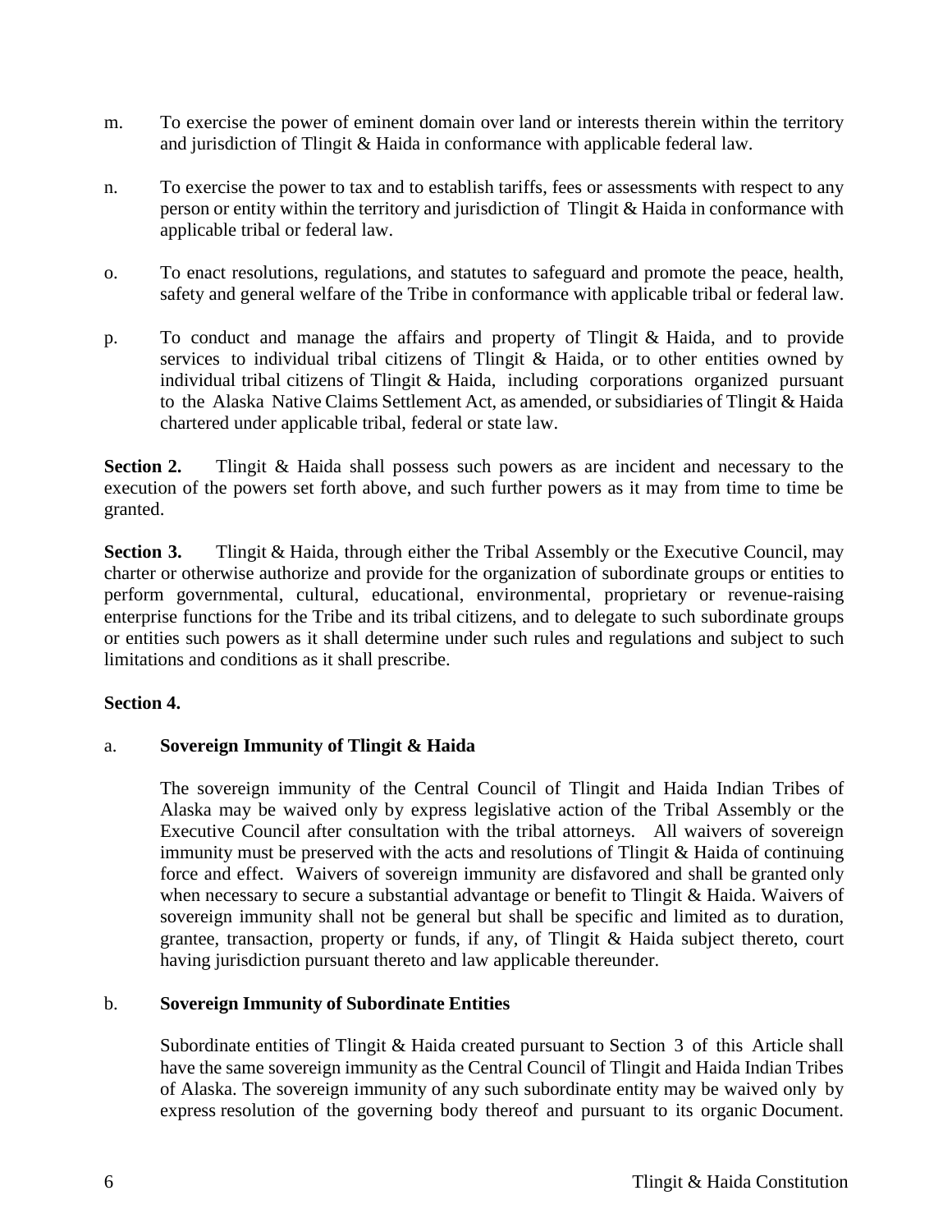m. To exercise the power of eminent domain over land or interests therein within the territory and jurisdiction of Tlingit & Haida in conformance with applicable federal law.

n. To exercise the power to tax and to establish tariffs, fees or assessments with respect to any person or entity within the territory and jurisdiction of Tlingit & Haida in conformance with applicable tribal or federal law.

o. To enact resolutions, regulations, and statutes to safeguard and promote the peace, health, safety and general welfare of the Tribe in conformance with applicable tribal or federal law.

p. To conduct and manage the affairs and property of Tlingit & Haida, and to provide services to individual tribal citizens of Tlingit & Haida, or to other entities owned by individual tribal citizens of Tlingit & Haida, including corporations organized pursuant to the Alaska Native Claims Settlement Act, as amended, or subsidiaries of Tlingit & Haida chartered under applicable tribal, federal or state law.

**Section 2.** Tlingit & Haida shall possess such powers as are incident and necessary to the execution of the powers set forth above, and such further powers as it may from time to time be granted.

**Section 3.** Tlingit & Haida, through either the Tribal Assembly or the Executive Council, may charter or otherwise authorize and provide for the organization of subordinate groups or entities to perform governmental, cultural, educational, environmental, proprietary or revenue-raising enterprise functions for the Tribe and its tribal citizens, and to delegate to such subordinate groups or entities such powers as it shall determine under such rules and regulations and subject to such limitations and conditions as it shall prescribe.

**Section 4.**

a. **Sovereign Immunity of Tlingit & Haida**

The sovereign immunity of the Central Council of Tlingit and Haida Indian Tribes of Alaska may be waived only by express legislative action of the Tribal Assembly or the Executive Council after consultation with the tribal attorneys. All waivers of sovereign immunity must be preserved with the acts and resolutions of Tlingit & Haida of continuing force and effect. Waivers of sovereign immunity are disfavored and shall be granted only when necessary to secure a substantial advantage or benefit to Tlingit & Haida. Waivers of sovereign immunity shall not be general but shall be specific and limited as to duration, grantee, transaction, property or funds, if any, of Tlingit & Haida subject thereto, court having jurisdiction pursuant thereto and law applicable thereunder.

b. **Sovereign Immunity of Subordinate Entities**

Subordinate entities of Tlingit & Haida created pursuant to Section 3 of this Article shall have the same sovereign immunity as the Central Council of Tlingit and Haida Indian Tribes of Alaska. The sovereign immunity of any such subordinate entity may be waived only by express resolution of the governing body thereof and pursuant to its organic Document.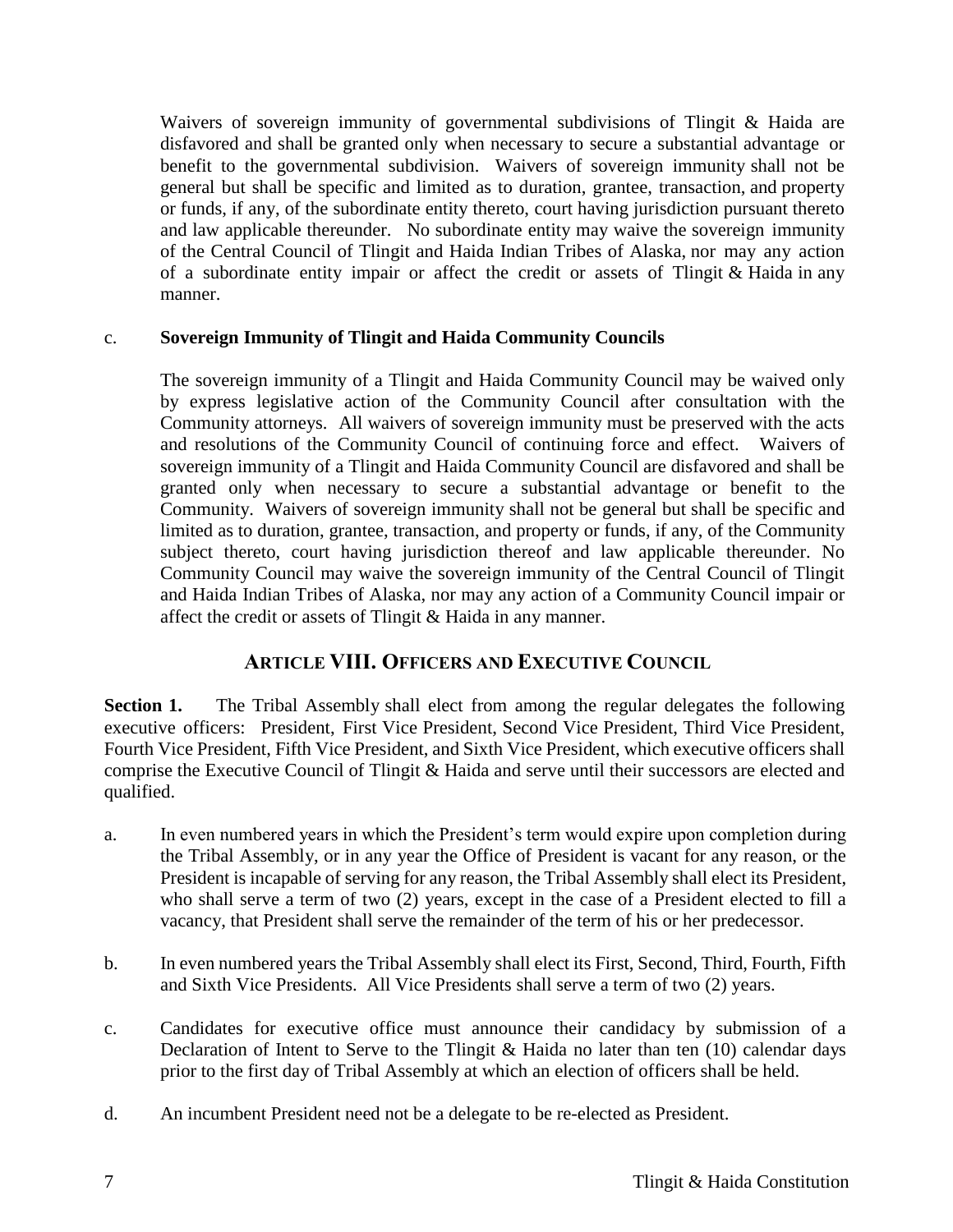Waivers of sovereign immunity of governmental subdivisions of Tlingit & Haida are disfavored and shall be granted only when necessary to secure a substantial advantage or benefit to the governmental subdivision. Waivers of sovereign immunity shall not be general but shall be specific and limited as to duration, grantee, transaction, and property or funds, if any, of the subordinate entity thereto, court having jurisdiction pursuant thereto and law applicable thereunder. No subordinate entity may waive the sovereign immunity of the Central Council of Tlingit and Haida Indian Tribes of Alaska, nor may any action of a subordinate entity impair or affect the credit or assets of Tlingit & Haida in any manner.

c. **Sovereign Immunity of Tlingit and Haida Community Councils**

The sovereign immunity of a Tlingit and Haida Community Council may be waived only by express legislative action of the Community Council after consultation with the Community attorneys. All waivers of sovereign immunity must be preserved with the acts and resolutions of the Community Council of continuing force and effect. Waivers of sovereign immunity of a Tlingit and Haida Community Council are disfavored and shall be granted only when necessary to secure a substantial advantage or benefit to the Community. Waivers of sovereign immunity shall not be general but shall be specific and limited as to duration, grantee, transaction, and property or funds, if any, of the Community subject thereto, court having jurisdiction thereof and law applicable thereunder. No Community Council may waive the sovereign immunity of the Central Council of Tlingit and Haida Indian Tribes of Alaska, nor may any action of a Community Council impair or affect the credit or assets of Tlingit & Haida in any manner.

## ARTICLE VIII. OFFICERS AND EXECUTIVE COUNCIL

**Section 1.** The Tribal Assembly shall elect from among the regular delegates the following executive officers: President, First Vice President, Second Vice President, Third Vice President, Fourth Vice President, Fifth Vice President, and Sixth Vice President, which executive officers shall comprise the Executive Council of Tlingit & Haida and serve until their successors are elected and qualified.

a. In even numbered years in which the President's term would expire upon completion during the Tribal Assembly, or in any year the Office of President is vacant for any reason, or the President is incapable of serving for any reason, the Tribal Assembly shall elect its President, who shall serve a term of two (2) years, except in the case of a President elected to fill a vacancy, that President shall serve the remainder of the term of his or her predecessor.

b. In even numbered years the Tribal Assembly shall elect its First, Second, Third, Fourth, Fifth and Sixth Vice Presidents. All Vice Presidents shall serve a term of two (2) years.

c. Candidates for executive office must announce their candidacy by submission of a Declaration of Intent to Serve to the Tlingit & Haida no later than ten (10) calendar days prior to the first day of Tribal Assembly at which an election of officers shall be held.

d. An incumbent President need not be a delegate to be re-elected as President.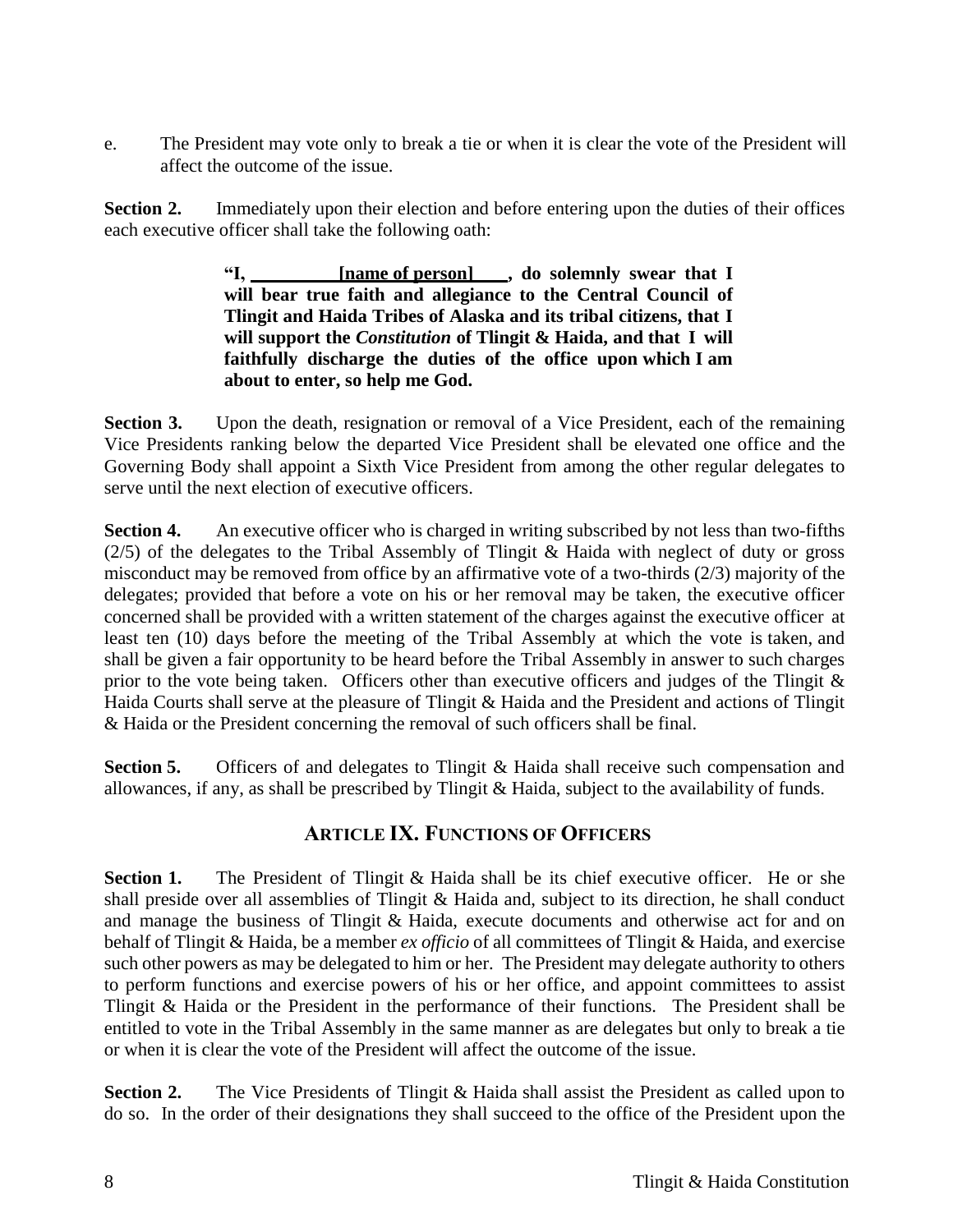e. The President may vote only to break a tie or when it is clear the vote of the President will affect the outcome of the issue.

**Section 2.** Immediately upon their election and before entering upon the duties of their offices each executive officer shall take the following oath:

> **"I, \_\_\_\_\_\_\_\_\_\_[name of person]\_\_\_\_, do solemnly swear that I will bear true faith and allegiance to the Central Council of Tlingit and Haida Tribes of Alaska and its tribal citizens, that I will support the *Constitution* of Tlingit & Haida, and that I will faithfully discharge the duties of the office upon which I am about to enter, so help me God.**

**Section 3.** Upon the death, resignation or removal of a Vice President, each of the remaining Vice Presidents ranking below the departed Vice President shall be elevated one office and the Governing Body shall appoint a Sixth Vice President from among the other regular delegates to serve until the next election of executive officers.

**Section 4.** An executive officer who is charged in writing subscribed by not less than two-fifths (2/5) of the delegates to the Tribal Assembly of Tlingit & Haida with neglect of duty or gross misconduct may be removed from office by an affirmative vote of a two-thirds (2/3) majority of the delegates; provided that before a vote on his or her removal may be taken, the executive officer concerned shall be provided with a written statement of the charges against the executive officer at least ten (10) days before the meeting of the Tribal Assembly at which the vote is taken, and shall be given a fair opportunity to be heard before the Tribal Assembly in answer to such charges prior to the vote being taken. Officers other than executive officers and judges of the Tlingit & Haida Courts shall serve at the pleasure of Tlingit & Haida and the President and actions of Tlingit & Haida or the President concerning the removal of such officers shall be final.

**Section 5.** Officers of and delegates to Tlingit & Haida shall receive such compensation and allowances, if any, as shall be prescribed by Tlingit & Haida, subject to the availability of funds.

## ARTICLE IX. FUNCTIONS OF OFFICERS

**Section 1.** The President of Tlingit & Haida shall be its chief executive officer. He or she shall preside over all assemblies of Tlingit & Haida and, subject to its direction, he shall conduct and manage the business of Tlingit & Haida, execute documents and otherwise act for and on behalf of Tlingit & Haida, be a member *ex officio* of all committees of Tlingit & Haida, and exercise such other powers as may be delegated to him or her. The President may delegate authority to others to perform functions and exercise powers of his or her office, and appoint committees to assist Tlingit & Haida or the President in the performance of their functions. The President shall be entitled to vote in the Tribal Assembly in the same manner as are delegates but only to break a tie or when it is clear the vote of the President will affect the outcome of the issue.

**Section 2.** The Vice Presidents of Tlingit & Haida shall assist the President as called upon to do so. In the order of their designations they shall succeed to the office of the President upon the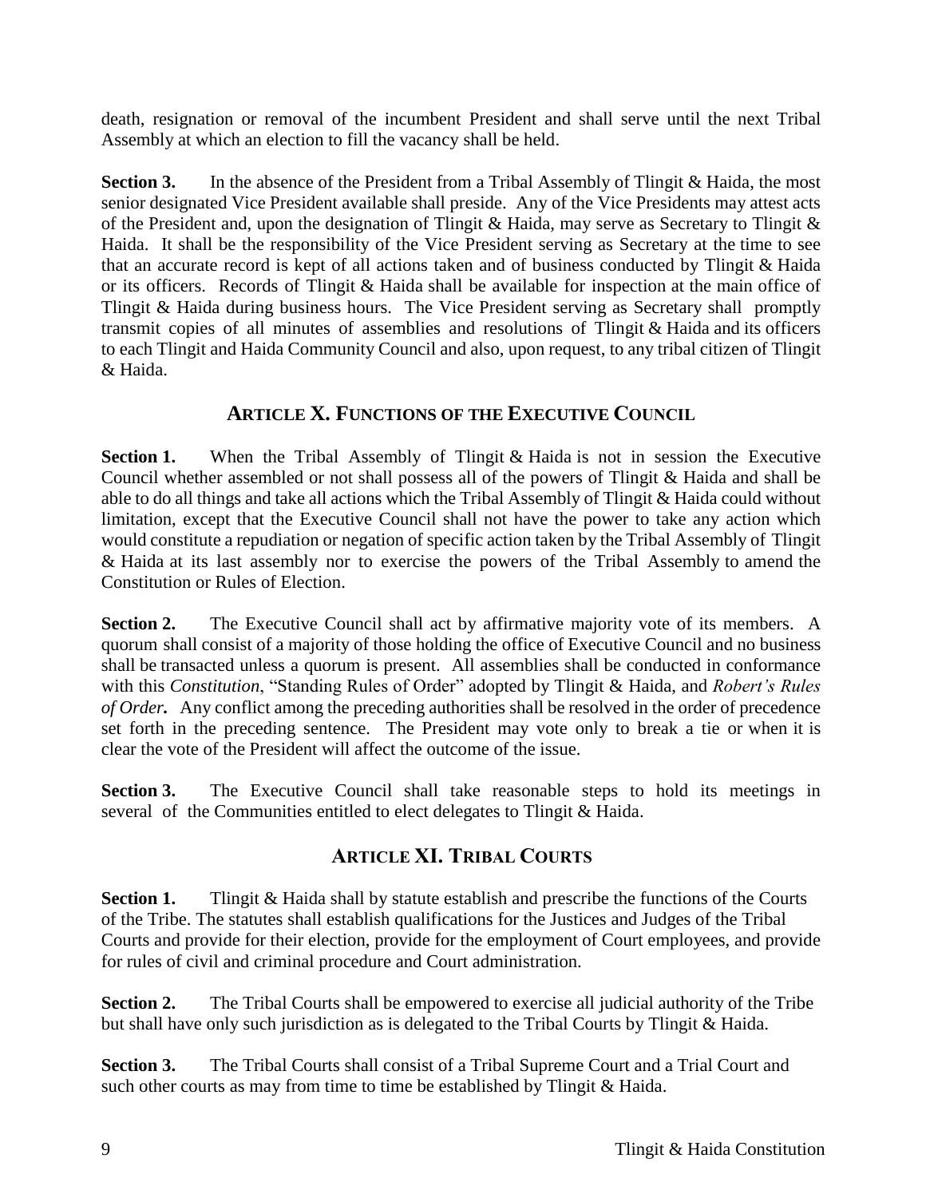death, resignation or removal of the incumbent President and shall serve until the next Tribal Assembly at which an election to fill the vacancy shall be held.

**Section 3.** In the absence of the President from a Tribal Assembly of Tlingit & Haida, the most senior designated Vice President available shall preside. Any of the Vice Presidents may attest acts of the President and, upon the designation of Tlingit & Haida, may serve as Secretary to Tlingit & Haida. It shall be the responsibility of the Vice President serving as Secretary at the time to see that an accurate record is kept of all actions taken and of business conducted by Tlingit & Haida or its officers. Records of Tlingit & Haida shall be available for inspection at the main office of Tlingit & Haida during business hours. The Vice President serving as Secretary shall promptly transmit copies of all minutes of assemblies and resolutions of Tlingit & Haida and its officers to each Tlingit and Haida Community Council and also, upon request, to any tribal citizen of Tlingit & Haida.

## ARTICLE X. FUNCTIONS OF THE EXECUTIVE COUNCIL

**Section 1.** When the Tribal Assembly of Tlingit & Haida is not in session the Executive Council whether assembled or not shall possess all of the powers of Tlingit & Haida and shall be able to do all things and take all actions which the Tribal Assembly of Tlingit & Haida could without limitation, except that the Executive Council shall not have the power to take any action which would constitute a repudiation or negation of specific action taken by the Tribal Assembly of Tlingit & Haida at its last assembly nor to exercise the powers of the Tribal Assembly to amend the Constitution or Rules of Election.

**Section 2.** The Executive Council shall act by affirmative majority vote of its members. A quorum shall consist of a majority of those holding the office of Executive Council and no business shall be transacted unless a quorum is present. All assemblies shall be conducted in conformance with this *Constitution*, "Standing Rules of Order" adopted by Tlingit & Haida, and *Robert's Rules of Order***.** Any conflict among the preceding authorities shall be resolved in the order of precedence set forth in the preceding sentence. The President may vote only to break a tie or when it is clear the vote of the President will affect the outcome of the issue.

**Section 3.** The Executive Council shall take reasonable steps to hold its meetings in several of the Communities entitled to elect delegates to Tlingit & Haida.

## ARTICLE XI. TRIBAL COURTS

**Section 1.** Tlingit & Haida shall by statute establish and prescribe the functions of the Courts of the Tribe. The statutes shall establish qualifications for the Justices and Judges of the Tribal Courts and provide for their election, provide for the employment of Court employees, and provide for rules of civil and criminal procedure and Court administration.

**Section 2.** The Tribal Courts shall be empowered to exercise all judicial authority of the Tribe but shall have only such jurisdiction as is delegated to the Tribal Courts by Tlingit & Haida.

**Section 3.** The Tribal Courts shall consist of a Tribal Supreme Court and a Trial Court and such other courts as may from time to time be established by Tlingit & Haida.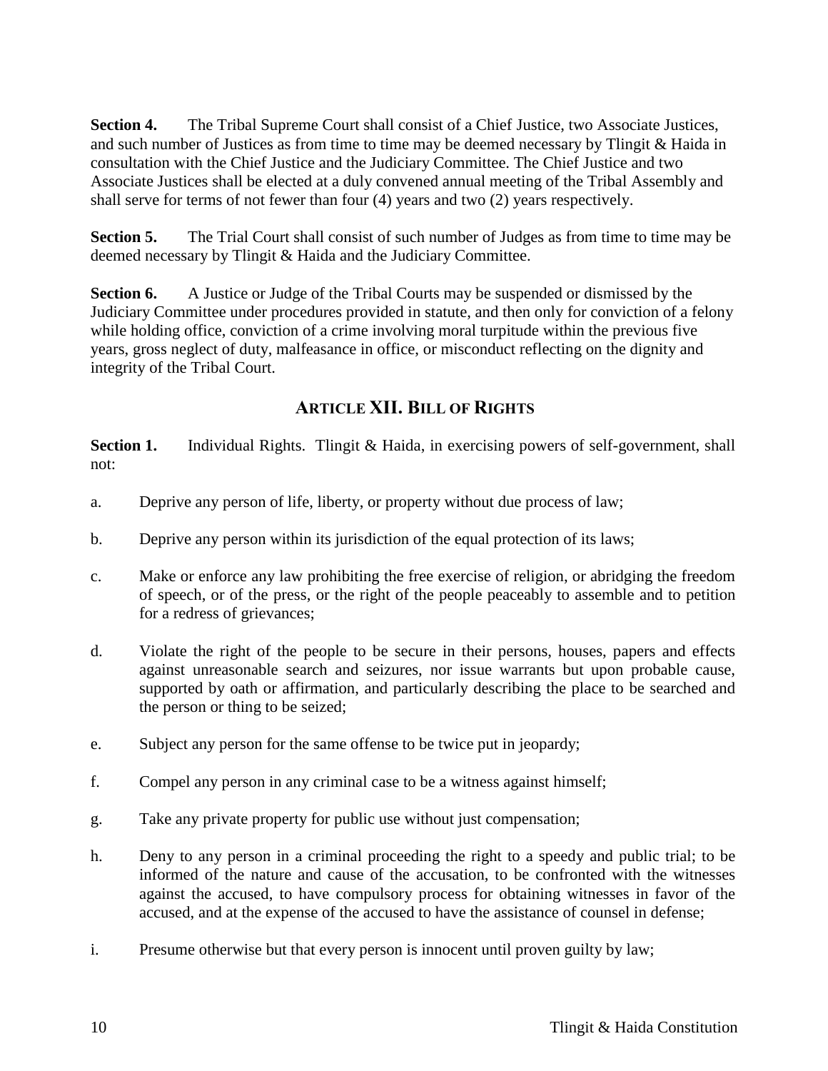**Section 4.** The Tribal Supreme Court shall consist of a Chief Justice, two Associate Justices, and such number of Justices as from time to time may be deemed necessary by Tlingit & Haida in consultation with the Chief Justice and the Judiciary Committee. The Chief Justice and two Associate Justices shall be elected at a duly convened annual meeting of the Tribal Assembly and shall serve for terms of not fewer than four (4) years and two (2) years respectively.

**Section 5.** The Trial Court shall consist of such number of Judges as from time to time may be deemed necessary by Tlingit & Haida and the Judiciary Committee.

**Section 6.** A Justice or Judge of the Tribal Courts may be suspended or dismissed by the Judiciary Committee under procedures provided in statute, and then only for conviction of a felony while holding office, conviction of a crime involving moral turpitude within the previous five years, gross neglect of duty, malfeasance in office, or misconduct reflecting on the dignity and integrity of the Tribal Court.

## ARTICLE XII. BILL OF RIGHTS

**Section 1.** Individual Rights. Tlingit & Haida, in exercising powers of self-government, shall not:

a. Deprive any person of life, liberty, or property without due process of law;

b. Deprive any person within its jurisdiction of the equal protection of its laws;

c. Make or enforce any law prohibiting the free exercise of religion, or abridging the freedom of speech, or of the press, or the right of the people peaceably to assemble and to petition for a redress of grievances;

d. Violate the right of the people to be secure in their persons, houses, papers and effects against unreasonable search and seizures, nor issue warrants but upon probable cause, supported by oath or affirmation, and particularly describing the place to be searched and the person or thing to be seized;

e. Subject any person for the same offense to be twice put in jeopardy;

f. Compel any person in any criminal case to be a witness against himself;

g. Take any private property for public use without just compensation;

h. Deny to any person in a criminal proceeding the right to a speedy and public trial; to be informed of the nature and cause of the accusation, to be confronted with the witnesses against the accused, to have compulsory process for obtaining witnesses in favor of the accused, and at the expense of the accused to have the assistance of counsel in defense;

i. Presume otherwise but that every person is innocent until proven guilty by law;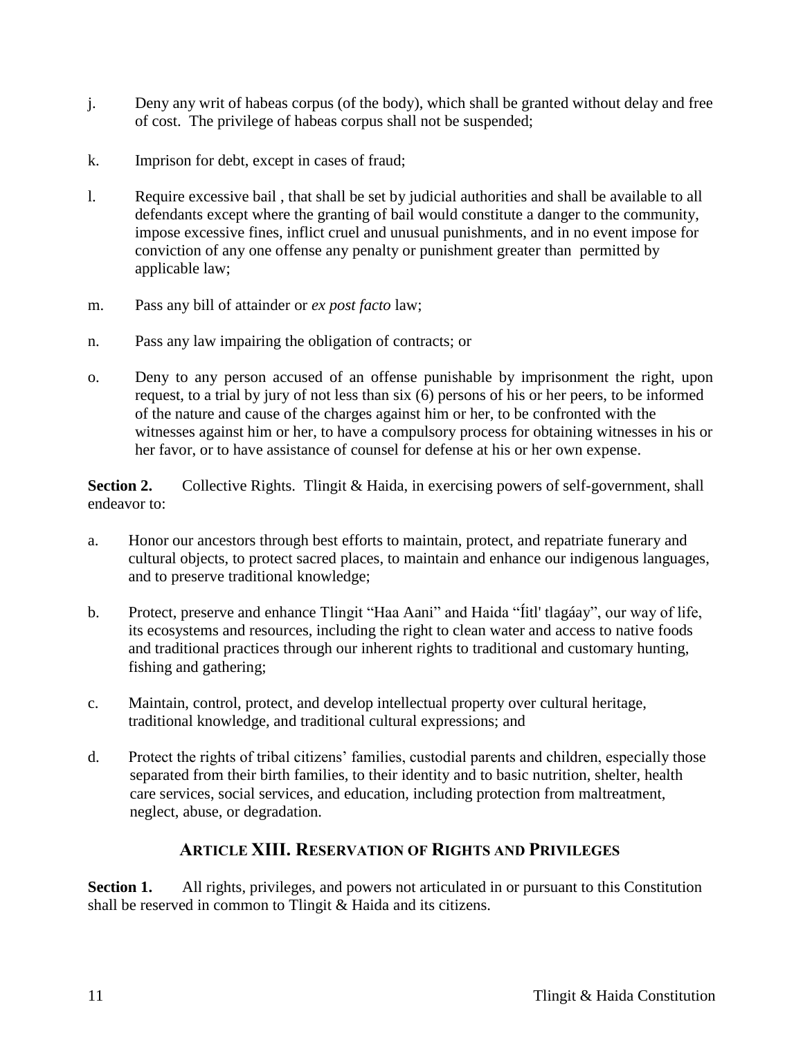j. Deny any writ of habeas corpus (of the body), which shall be granted without delay and free of cost. The privilege of habeas corpus shall not be suspended;

k. Imprison for debt, except in cases of fraud;

l. Require excessive bail , that shall be set by judicial authorities and shall be available to all defendants except where the granting of bail would constitute a danger to the community, impose excessive fines, inflict cruel and unusual punishments, and in no event impose for conviction of any one offense any penalty or punishment greater than permitted by applicable law;

m. Pass any bill of attainder or *ex post facto* law;

n. Pass any law impairing the obligation of contracts; or

o. Deny to any person accused of an offense punishable by imprisonment the right, upon request, to a trial by jury of not less than six (6) persons of his or her peers, to be informed of the nature and cause of the charges against him or her, to be confronted with the witnesses against him or her, to have a compulsory process for obtaining witnesses in his or her favor, or to have assistance of counsel for defense at his or her own expense.

**Section 2.** Collective Rights. Tlingit & Haida, in exercising powers of self-government, shall endeavor to:

a. Honor our ancestors through best efforts to maintain, protect, and repatriate funerary and cultural objects, to protect sacred places, to maintain and enhance our indigenous languages, and to preserve traditional knowledge;

b. Protect, preserve and enhance Tlingit "Haa Aani" and Haida "Íitl' tlagáay", our way of life, its ecosystems and resources, including the right to clean water and access to native foods and traditional practices through our inherent rights to traditional and customary hunting, fishing and gathering;

c. Maintain, control, protect, and develop intellectual property over cultural heritage, traditional knowledge, and traditional cultural expressions; and

d. Protect the rights of tribal citizens' families, custodial parents and children, especially those separated from their birth families, to their identity and to basic nutrition, shelter, health care services, social services, and education, including protection from maltreatment, neglect, abuse, or degradation.

## ARTICLE XIII. RESERVATION OF RIGHTS AND PRIVILEGES

**Section 1.** All rights, privileges, and powers not articulated in or pursuant to this Constitution shall be reserved in common to Tlingit & Haida and its citizens.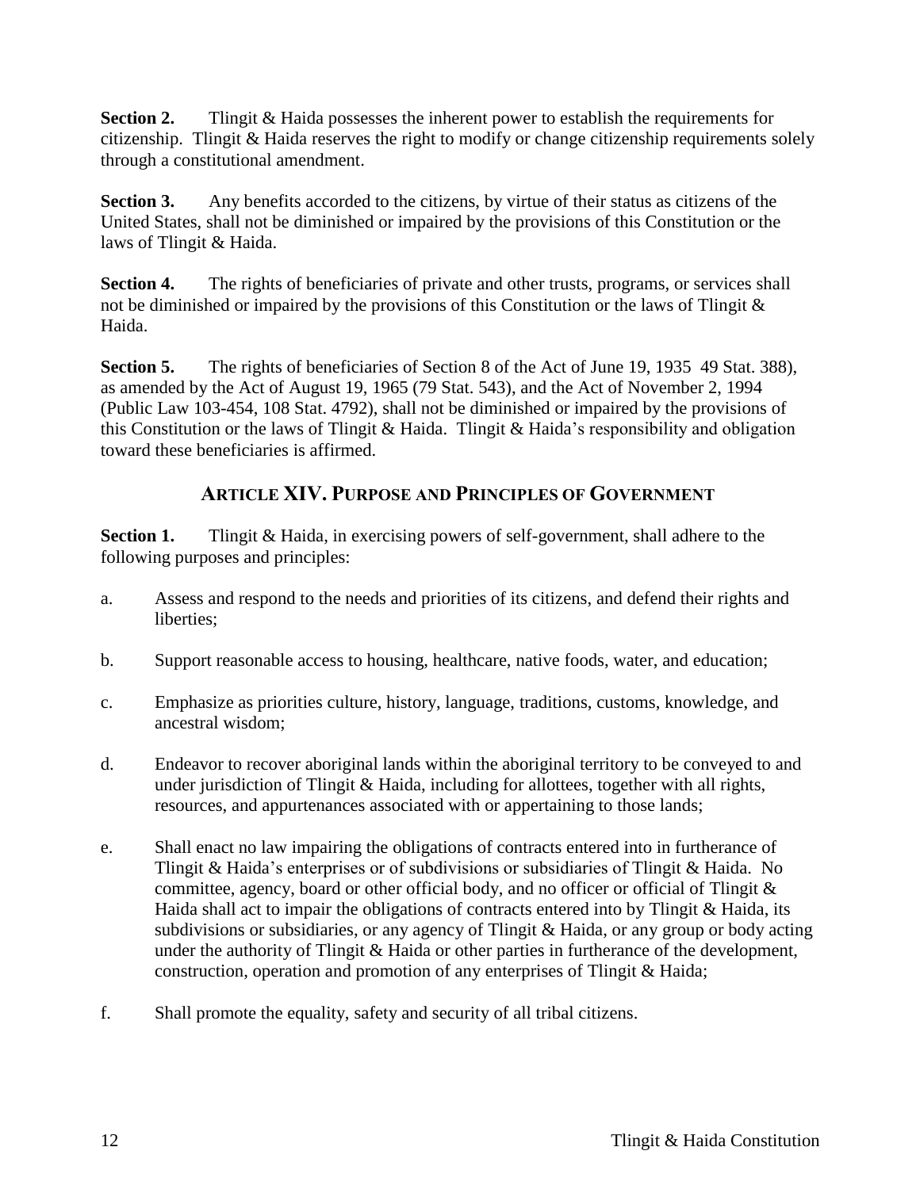**Section 2.** Tlingit & Haida possesses the inherent power to establish the requirements for citizenship. Tlingit & Haida reserves the right to modify or change citizenship requirements solely through a constitutional amendment.

**Section 3.** Any benefits accorded to the citizens, by virtue of their status as citizens of the United States, shall not be diminished or impaired by the provisions of this Constitution or the laws of Tlingit & Haida.

**Section 4.** The rights of beneficiaries of private and other trusts, programs, or services shall not be diminished or impaired by the provisions of this Constitution or the laws of Tlingit & Haida.

**Section 5.** The rights of beneficiaries of Section 8 of the Act of June 19, 1935 49 Stat. 388), as amended by the Act of August 19, 1965 (79 Stat. 543), and the Act of November 2, 1994 (Public Law 103-454, 108 Stat. 4792), shall not be diminished or impaired by the provisions of this Constitution or the laws of Tlingit & Haida. Tlingit & Haida's responsibility and obligation toward these beneficiaries is affirmed.

## ARTICLE XIV. PURPOSE AND PRINCIPLES OF GOVERNMENT

**Section 1.** Tlingit & Haida, in exercising powers of self-government, shall adhere to the following purposes and principles:

a. Assess and respond to the needs and priorities of its citizens, and defend their rights and liberties;

b. Support reasonable access to housing, healthcare, native foods, water, and education;

c. Emphasize as priorities culture, history, language, traditions, customs, knowledge, and ancestral wisdom;

d. Endeavor to recover aboriginal lands within the aboriginal territory to be conveyed to and under jurisdiction of Tlingit & Haida, including for allottees, together with all rights, resources, and appurtenances associated with or appertaining to those lands;

e. Shall enact no law impairing the obligations of contracts entered into in furtherance of Tlingit & Haida's enterprises or of subdivisions or subsidiaries of Tlingit & Haida. No committee, agency, board or other official body, and no officer or official of Tlingit & Haida shall act to impair the obligations of contracts entered into by Tlingit & Haida, its subdivisions or subsidiaries, or any agency of Tlingit & Haida, or any group or body acting under the authority of Tlingit & Haida or other parties in furtherance of the development, construction, operation and promotion of any enterprises of Tlingit & Haida;

f. Shall promote the equality, safety and security of all tribal citizens.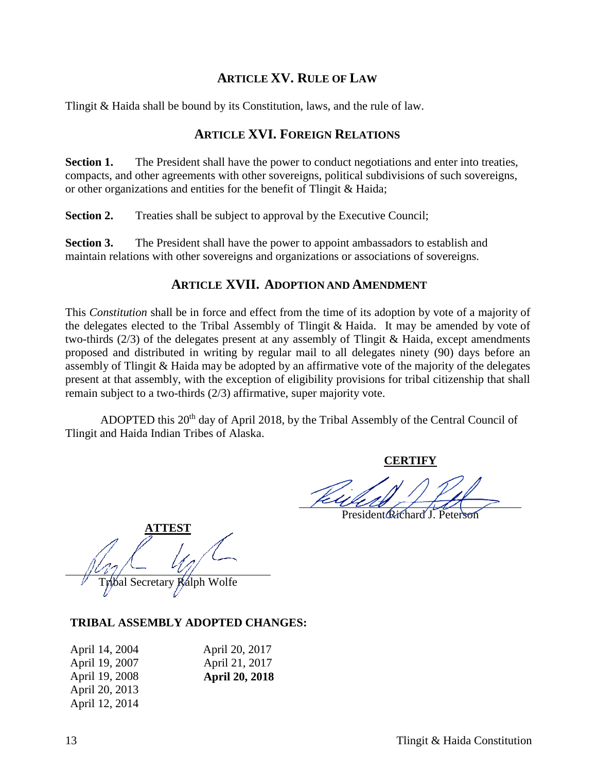## ARTICLE XV. RULE OF LAW

Tlingit & Haida shall be bound by its Constitution, laws, and the rule of law.

## ARTICLE XVI. FOREIGN RELATIONS

**Section 1.** The President shall have the power to conduct negotiations and enter into treaties, compacts, and other agreements with other sovereigns, political subdivisions of such sovereigns, or other organizations and entities for the benefit of Tlingit & Haida;

**Section 2.** Treaties shall be subject to approval by the Executive Council;

**Section 3.** The President shall have the power to appoint ambassadors to establish and maintain relations with other sovereigns and organizations or associations of sovereigns.

## ARTICLE XVII. ADOPTION AND AMENDMENT

This *Constitution* shall be in force and effect from the time of its adoption by vote of a majority of the delegates elected to the Tribal Assembly of Tlingit & Haida. It may be amended by vote of two-thirds (2/3) of the delegates present at any assembly of Tlingit & Haida, except amendments proposed and distributed in writing by regular mail to all delegates ninety (90) days before an assembly of Tlingit & Haida may be adopted by an affirmative vote of the majority of the delegates present at that assembly, with the exception of eligibility provisions for tribal citizenship that shall remain subject to a two-thirds (2/3) affirmative, super majority vote.

ADOPTED this 20th day of April 2018, by the Tribal Assembly of the Central Council of Tlingit and Haida Indian Tribes of Alaska.

**CERTIFY**

President Richard J. Peterson

**ATTEST**

Tribal Secretary Ralph Wolfe

**TRIBAL ASSEMBLY ADOPTED CHANGES:**

April 14, 2004
April 19, 2007
April 19, 2008
April 20, 2013
April 12, 2014
April 20, 2017
April 21, 2017
**April 20, 2018**